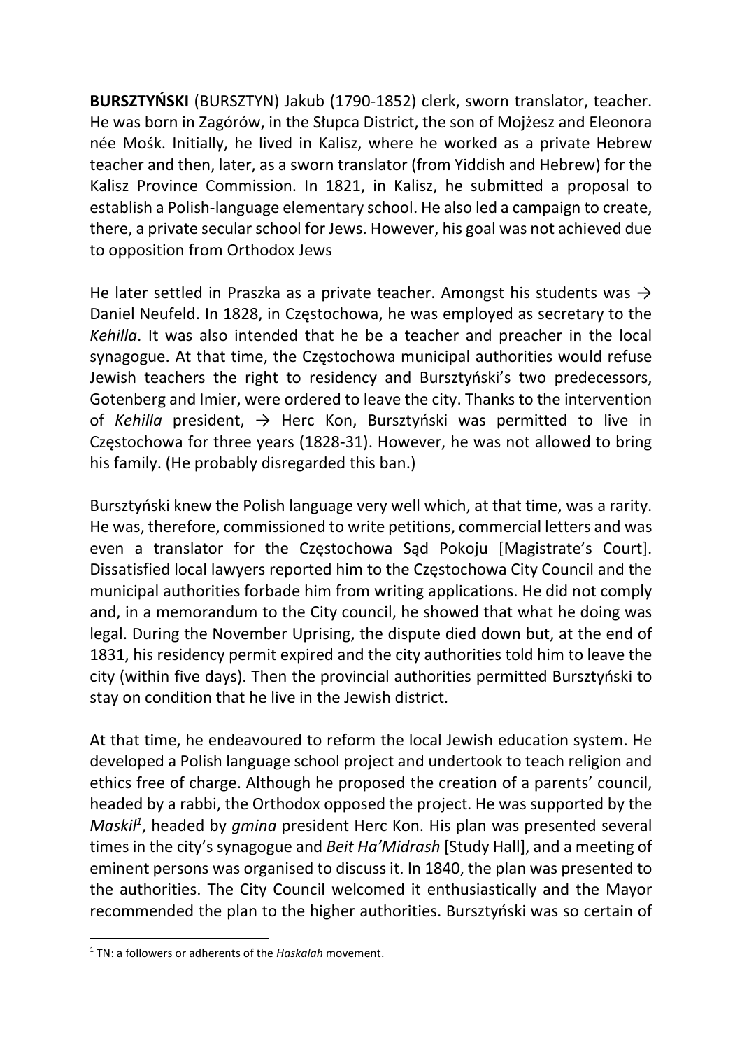**BURSZTYŃSKI** (BURSZTYN) Jakub (1790-1852) clerk, sworn translator, teacher. He was born in Zagórów, in the Słupca District, the son of Mojżesz and Eleonora née Mośk. Initially, he lived in Kalisz, where he worked as a private Hebrew teacher and then, later, as a sworn translator (from Yiddish and Hebrew) for the Kalisz Province Commission. In 1821, in Kalisz, he submitted a proposal to establish a Polish-language elementary school. He also led a campaign to create, there, a private secular school for Jews. However, his goal was not achieved due to opposition from Orthodox Jews

He later settled in Praszka as a private teacher. Amongst his students was → Daniel Neufeld. In 1828, in Częstochowa, he was employed as secretary to the *Kehilla*. It was also intended that he be a teacher and preacher in the local synagogue. At that time, the Częstochowa municipal authorities would refuse Jewish teachers the right to residency and Bursztyński's two predecessors, Gotenberg and Imier, were ordered to leave the city. Thanks to the intervention of *Kehilla* president, → Herc Kon, Bursztyński was permitted to live in Częstochowa for three years (1828-31). However, he was not allowed to bring his family. (He probably disregarded this ban.)

Bursztyński knew the Polish language very well which, at that time, was a rarity. He was, therefore, commissioned to write petitions, commercial letters and was even a translator for the Częstochowa Sąd Pokoju [Magistrate's Court]. Dissatisfied local lawyers reported him to the Częstochowa City Council and the municipal authorities forbade him from writing applications. He did not comply and, in a memorandum to the City council, he showed that what he doing was legal. During the November Uprising, the dispute died down but, at the end of 1831, his residency permit expired and the city authorities told him to leave the city (within five days). Then the provincial authorities permitted Bursztyński to stay on condition that he live in the Jewish district.

At that time, he endeavoured to reform the local Jewish education system. He developed a Polish language school project and undertook to teach religion and ethics free of charge. Although he proposed the creation of a parents' council, headed by a rabbi, the Orthodox opposed the project. He was supported by the *Maskil*[1], headed by *gmina* president Herc Kon. His plan was presented several times in the city's synagogue and *Beit Ha'Midrash* [Study Hall], and a meeting of eminent persons was organised to discuss it. In 1840, the plan was presented to the authorities. The City Council welcomed it enthusiastically and the Mayor recommended the plan to the higher authorities. Bursztyński was so certain of

[1] TN: a followers or adherents of the *Haskalah* movement.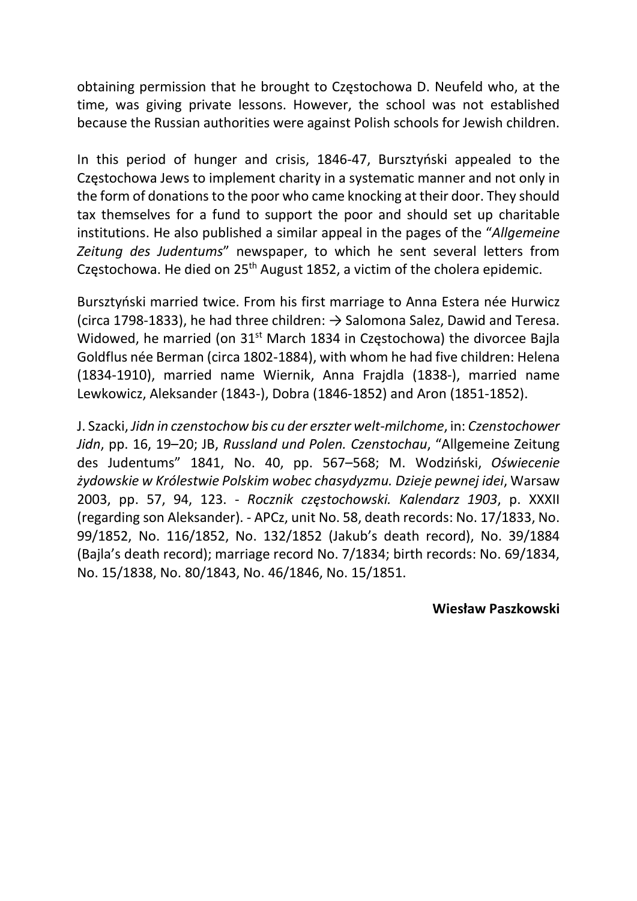obtaining permission that he brought to Częstochowa D. Neufeld who, at the time, was giving private lessons. However, the school was not established because the Russian authorities were against Polish schools for Jewish children.

In this period of hunger and crisis, 1846-47, Bursztyński appealed to the Częstochowa Jews to implement charity in a systematic manner and not only in the form of donations to the poor who came knocking at their door. They should tax themselves for a fund to support the poor and should set up charitable institutions. He also published a similar appeal in the pages of the "*Allgemeine Zeitung des Judentums*" newspaper, to which he sent several letters from Częstochowa. He died on 25th August 1852, a victim of the cholera epidemic.

Bursztyński married twice. From his first marriage to Anna Estera née Hurwicz (circa 1798-1833), he had three children: → Salomona Salez, Dawid and Teresa. Widowed, he married (on 31st March 1834 in Częstochowa) the divorcee Bajla Goldflus née Berman (circa 1802-1884), with whom he had five children: Helena (1834-1910), married name Wiernik, Anna Frajdla (1838-), married name Lewkowicz, Aleksander (1843-), Dobra (1846-1852) and Aron (1851-1852).

J. Szacki, *Jidn in czenstochow bis cu der erszter welt-milchome*, in: *Czenstochower Jidn*, pp. 16, 19–20; JB, *Russland und Polen. Czenstochau*, "Allgemeine Zeitung des Judentums" 1841, No. 40, pp. 567–568; M. Wodziński, *Oświecenie żydowskie w Królestwie Polskim wobec chasydyzmu. Dzieje pewnej idei*, Warsaw 2003, pp. 57, 94, 123. - *Rocznik częstochowski. Kalendarz 1903*, p. XXXII (regarding son Aleksander). - APCz, unit No. 58, death records: No. 17/1833, No. 99/1852, No. 116/1852, No. 132/1852 (Jakub's death record), No. 39/1884 (Bajla's death record); marriage record No. 7/1834; birth records: No. 69/1834, No. 15/1838, No. 80/1843, No. 46/1846, No. 15/1851.

**Wiesław Paszkowski**